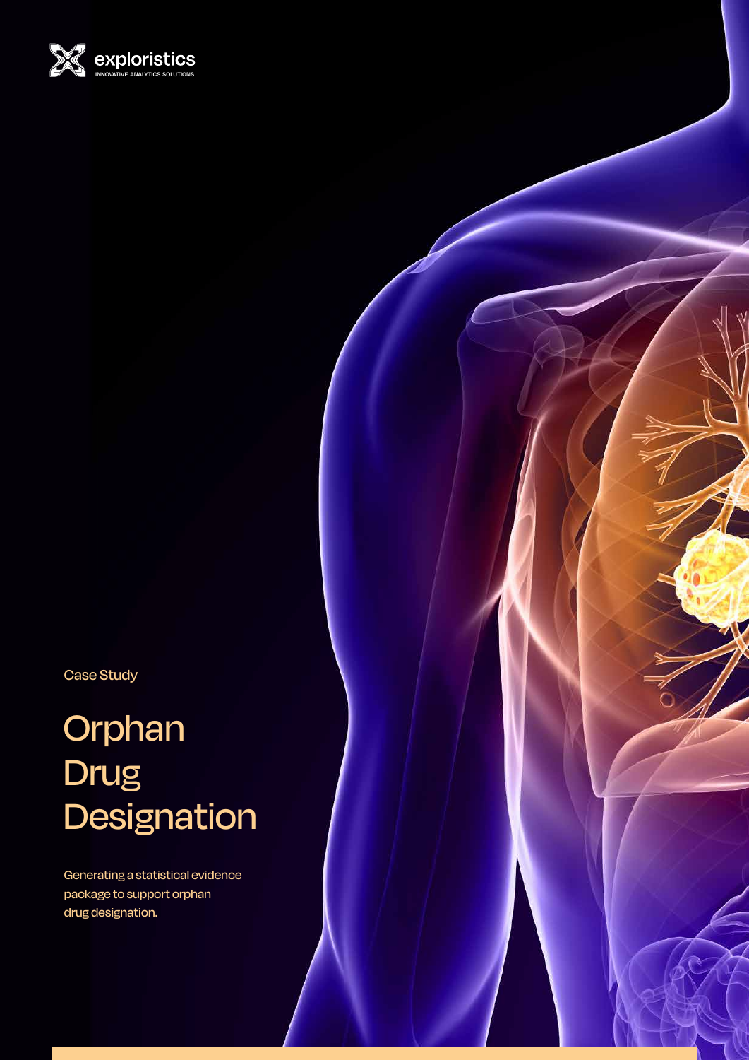exploristics
INNOVATIVE ANALYTICS SOLUTIONS

Case Study

# Orphan Drug Designation

Generating a statistical evidence package to support orphan drug designation.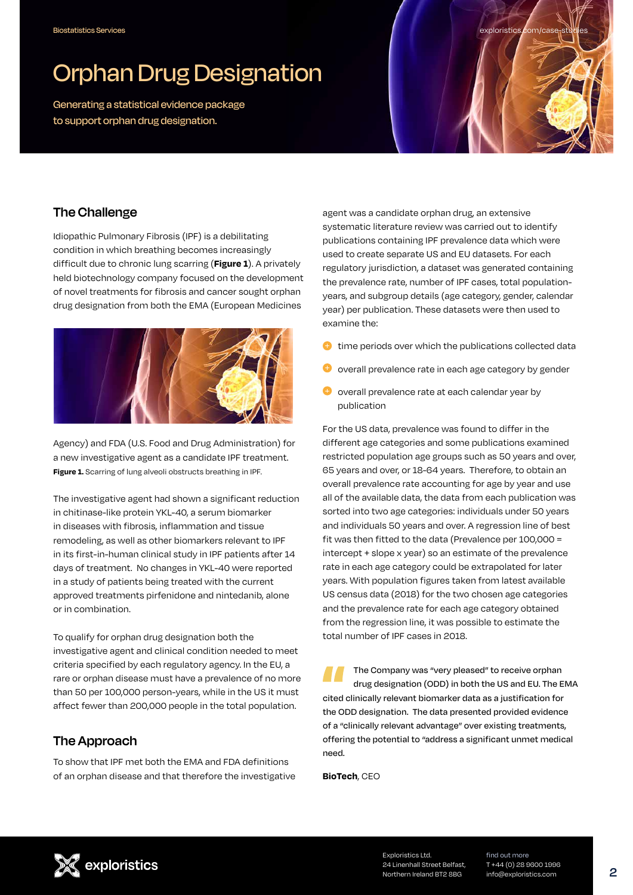Biostatistics Services

# Orphan Drug Designation

Generating a statistical evidence package to support orphan drug designation.

## The Challenge

Idiopathic Pulmonary Fibrosis (IPF) is a debilitating condition in which breathing becomes increasingly difficult due to chronic lung scarring (**Figure 1**). A privately held biotechnology company focused on the development of novel treatments for fibrosis and cancer sought orphan drug designation from both the EMA (European Medicines Agency) and FDA (U.S. Food and Drug Administration) for a new investigative agent as a candidate IPF treatment.

**Figure 1.** Scarring of lung alveoli obstructs breathing in IPF.

The investigative agent had shown a significant reduction in chitinase-like protein YKL-40, a serum biomarker in diseases with fibrosis, inflammation and tissue remodeling, as well as other biomarkers relevant to IPF in its first-in-human clinical study in IPF patients after 14 days of treatment. No changes in YKL-40 were reported in a study of patients being treated with the current approved treatments pirfenidone and nintedanib, alone or in combination.

To qualify for orphan drug designation both the investigative agent and clinical condition needed to meet criteria specified by each regulatory agency. In the EU, a rare or orphan disease must have a prevalence of no more than 50 per 100,000 person-years, while in the US it must affect fewer than 200,000 people in the total population.

## The Approach

To show that IPF met both the EMA and FDA definitions of an orphan disease and that therefore the investigative agent was a candidate orphan drug, an extensive systematic literature review was carried out to identify publications containing IPF prevalence data which were used to create separate US and EU datasets. For each regulatory jurisdiction, a dataset was generated containing the prevalence rate, number of IPF cases, total population-years, and subgroup details (age category, gender, calendar year) per publication. These datasets were then used to examine the:

- time periods over which the publications collected data
- overall prevalence rate in each age category by gender
- overall prevalence rate at each calendar year by publication

For the US data, prevalence was found to differ in the different age categories and some publications examined restricted population age groups such as 50 years and over, 65 years and over, or 18-64 years. Therefore, to obtain an overall prevalence rate accounting for age by year and use all of the available data, the data from each publication was sorted into two age categories: individuals under 50 years and individuals 50 years and over. A regression line of best fit was then fitted to the data (Prevalence per 100,000 = intercept + slope x year) so an estimate of the prevalence rate in each age category could be extrapolated for later years. With population figures taken from latest available US census data (2018) for the two chosen age categories and the prevalence rate for each age category obtained from the regression line, it was possible to estimate the total number of IPF cases in 2018.

> The Company was "very pleased" to receive orphan drug designation (ODD) in both the US and EU. The EMA cited clinically relevant biomarker data as a justification for the ODD designation. The data presented provided evidence of a "clinically relevant advantage" over existing treatments, offering the potential to "address a significant unmet medical need.
>
> **BioTech**, CEO

Exploristics Ltd.
24 Linenhall Street Belfast,
Northern Ireland BT2 8BG

find out more
T +44 (0) 28 9600 1996
info@exploristics.com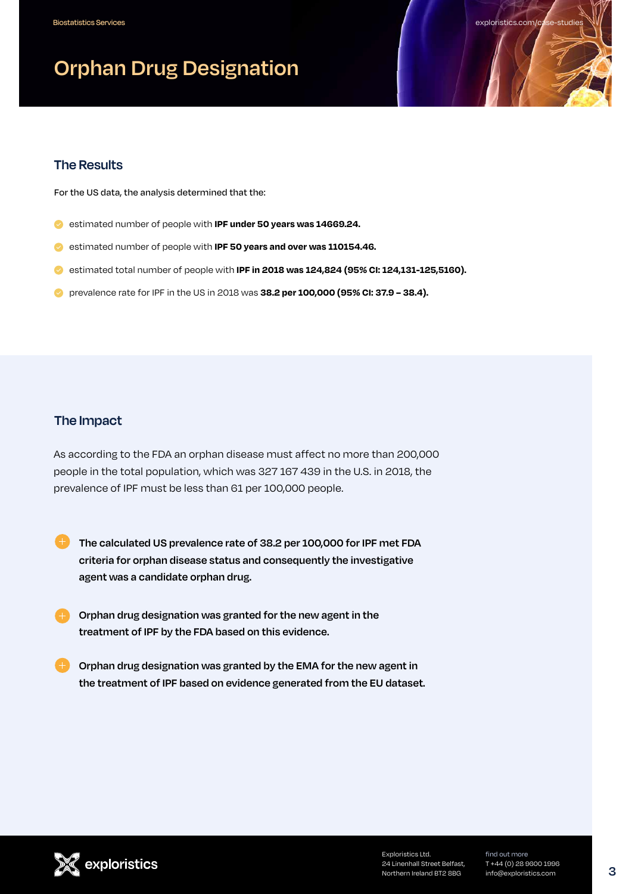# Orphan Drug Designation

## The Results

For the US data, the analysis determined that the:

- estimated number of people with **IPF under 50 years was 14669.24.**
- estimated number of people with **IPF 50 years and over was 110154.46.**
- estimated total number of people with **IPF in 2018 was 124,824 (95% CI: 124,131-125,5160).**
- prevalence rate for IPF in the US in 2018 was **38.2 per 100,000 (95% CI: 37.9 – 38.4).**

## The Impact

As according to the FDA an orphan disease must affect no more than 200,000 people in the total population, which was 327 167 439 in the U.S. in 2018, the prevalence of IPF must be less than 61 per 100,000 people.

- **The calculated US prevalence rate of 38.2 per 100,000 for IPF met FDA criteria for orphan disease status and consequently the investigative agent was a candidate orphan drug.**
- **Orphan drug designation was granted for the new agent in the treatment of IPF by the FDA based on this evidence.**
- **Orphan drug designation was granted by the EMA for the new agent in the treatment of IPF based on evidence generated from the EU dataset.**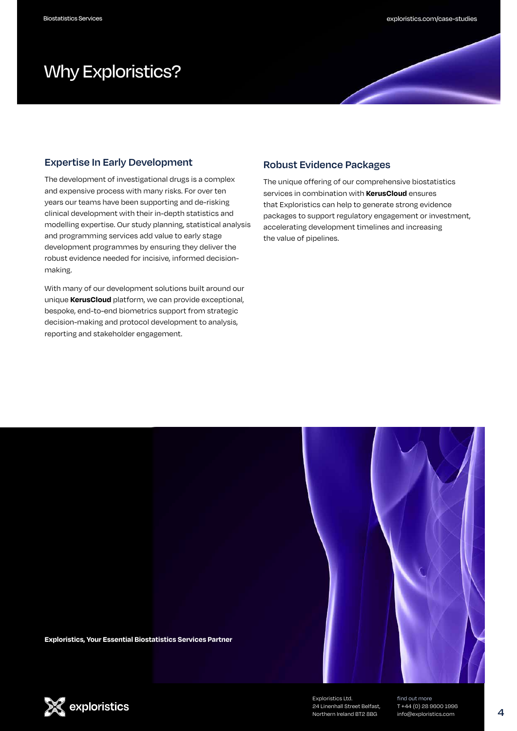# Why Exploristics?

## Expertise In Early Development

The development of investigational drugs is a complex and expensive process with many risks. For over ten years our teams have been supporting and de-risking clinical development with their in-depth statistics and modelling expertise. Our study planning, statistical analysis and programming services add value to early stage development programmes by ensuring they deliver the robust evidence needed for incisive, informed decision-making.

With many of our development solutions built around our unique **KerusCloud** platform, we can provide exceptional, bespoke, end-to-end biometrics support from strategic decision-making and protocol development to analysis, reporting and stakeholder engagement.

## Robust Evidence Packages

The unique offering of our comprehensive biostatistics services in combination with **KerusCloud** ensures that Exploristics can help to generate strong evidence packages to support regulatory engagement or investment, accelerating development timelines and increasing the value of pipelines.

**Exploristics, Your Essential Biostatistics Services Partner**

Exploristics Ltd.
24 Linenhall Street Belfast,
Northern Ireland BT2 8BG

find out more
T +44 (0) 28 9600 1996
info@exploristics.com